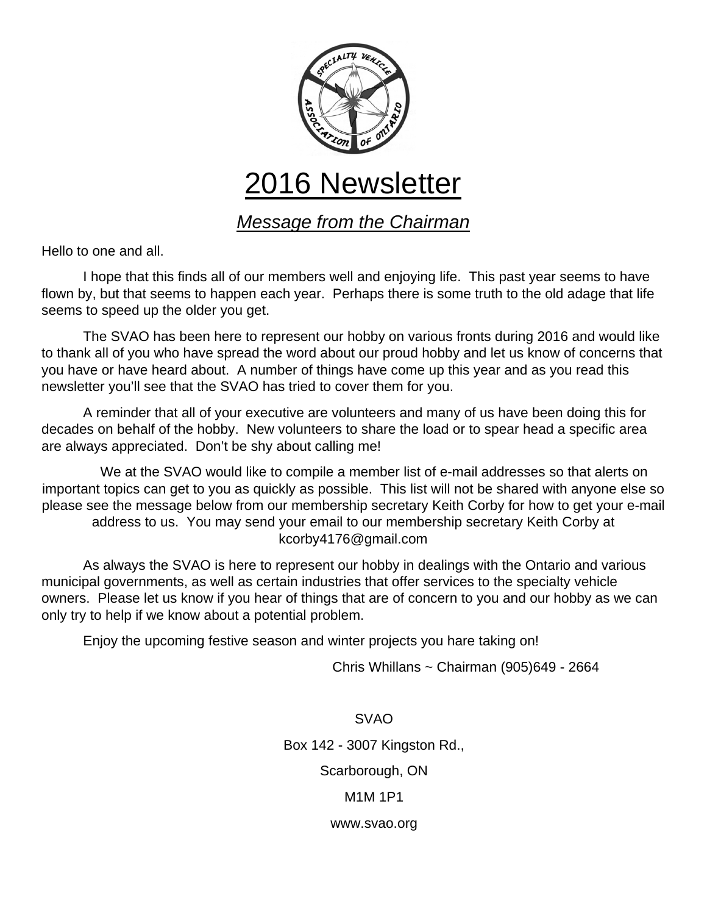# 2016 Newsletter

## *Message from the Chairman*

Hello to one and all.

I hope that this finds all of our members well and enjoying life. This past year seems to have flown by, but that seems to happen each year. Perhaps there is some truth to the old adage that life seems to speed up the older you get.

The SVAO has been here to represent our hobby on various fronts during 2016 and would like to thank all of you who have spread the word about our proud hobby and let us know of concerns that you have or have heard about. A number of things have come up this year and as you read this newsletter you'll see that the SVAO has tried to cover them for you.

A reminder that all of your executive are volunteers and many of us have been doing this for decades on behalf of the hobby. New volunteers to share the load or to spear head a specific area are always appreciated. Don't be shy about calling me!

We at the SVAO would like to compile a member list of e-mail addresses so that alerts on important topics can get to you as quickly as possible. This list will not be shared with anyone else so please see the message below from our membership secretary Keith Corby for how to get your e-mail address to us. You may send your email to our membership secretary Keith Corby at kcorby4176@gmail.com

As always the SVAO is here to represent our hobby in dealings with the Ontario and various municipal governments, as well as certain industries that offer services to the specialty vehicle owners. Please let us know if you hear of things that are of concern to you and our hobby as we can only try to help if we know about a potential problem.

Enjoy the upcoming festive season and winter projects you hare taking on!

Chris Whillans ~ Chairman (905)649 - 2664

SVAO

Box 142 - 3007 Kingston Rd.,

Scarborough, ON

M1M 1P1

www.svao.org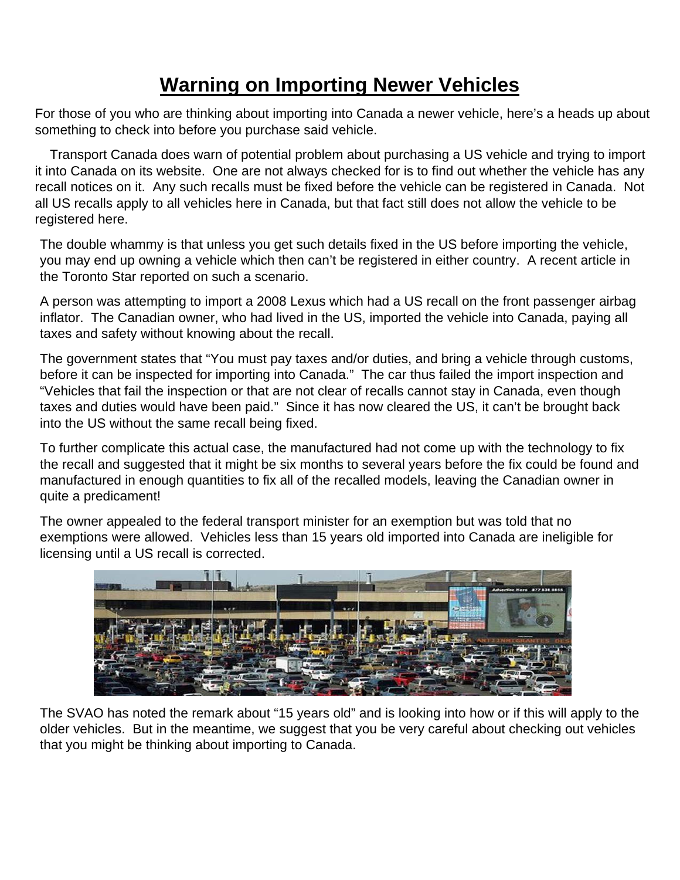# Warning on Importing Newer Vehicles

For those of you who are thinking about importing into Canada a newer vehicle, here's a heads up about something to check into before you purchase said vehicle.

Transport Canada does warn of potential problem about purchasing a US vehicle and trying to import it into Canada on its website. One are not always checked for is to find out whether the vehicle has any recall notices on it. Any such recalls must be fixed before the vehicle can be registered in Canada. Not all US recalls apply to all vehicles here in Canada, but that fact still does not allow the vehicle to be registered here.

The double whammy is that unless you get such details fixed in the US before importing the vehicle, you may end up owning a vehicle which then can't be registered in either country. A recent article in the Toronto Star reported on such a scenario.

A person was attempting to import a 2008 Lexus which had a US recall on the front passenger airbag inflator. The Canadian owner, who had lived in the US, imported the vehicle into Canada, paying all taxes and safety without knowing about the recall.

The government states that "You must pay taxes and/or duties, and bring a vehicle through customs, before it can be inspected for importing into Canada." The car thus failed the import inspection and "Vehicles that fail the inspection or that are not clear of recalls cannot stay in Canada, even though taxes and duties would have been paid." Since it has now cleared the US, it can't be brought back into the US without the same recall being fixed.

To further complicate this actual case, the manufactured had not come up with the technology to fix the recall and suggested that it might be six months to several years before the fix could be found and manufactured in enough quantities to fix all of the recalled models, leaving the Canadian owner in quite a predicament!

The owner appealed to the federal transport minister for an exemption but was told that no exemptions were allowed. Vehicles less than 15 years old imported into Canada are ineligible for licensing until a US recall is corrected.

The SVAO has noted the remark about "15 years old" and is looking into how or if this will apply to the older vehicles. But in the meantime, we suggest that you be very careful about checking out vehicles that you might be thinking about importing to Canada.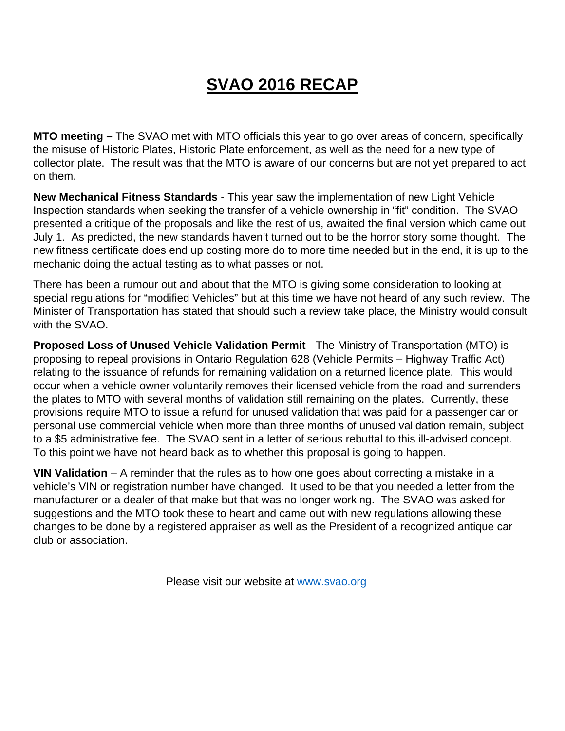# SVAO 2016 RECAP

**MTO meeting –** The SVAO met with MTO officials this year to go over areas of concern, specifically the misuse of Historic Plates, Historic Plate enforcement, as well as the need for a new type of collector plate. The result was that the MTO is aware of our concerns but are not yet prepared to act on them.

**New Mechanical Fitness Standards** - This year saw the implementation of new Light Vehicle Inspection standards when seeking the transfer of a vehicle ownership in "fit" condition. The SVAO presented a critique of the proposals and like the rest of us, awaited the final version which came out July 1. As predicted, the new standards haven't turned out to be the horror story some thought. The new fitness certificate does end up costing more do to more time needed but in the end, it is up to the mechanic doing the actual testing as to what passes or not.

There has been a rumour out and about that the MTO is giving some consideration to looking at special regulations for "modified Vehicles" but at this time we have not heard of any such review. The Minister of Transportation has stated that should such a review take place, the Ministry would consult with the SVAO.

**Proposed Loss of Unused Vehicle Validation Permit** - The Ministry of Transportation (MTO) is proposing to repeal provisions in Ontario Regulation 628 (Vehicle Permits – Highway Traffic Act) relating to the issuance of refunds for remaining validation on a returned licence plate. This would occur when a vehicle owner voluntarily removes their licensed vehicle from the road and surrenders the plates to MTO with several months of validation still remaining on the plates. Currently, these provisions require MTO to issue a refund for unused validation that was paid for a passenger car or personal use commercial vehicle when more than three months of unused validation remain, subject to a $5 administrative fee. The SVAO sent in a letter of serious rebuttal to this ill-advised concept. To this point we have not heard back as to whether this proposal is going to happen.

**VIN Validation** – A reminder that the rules as to how one goes about correcting a mistake in a vehicle's VIN or registration number have changed. It used to be that you needed a letter from the manufacturer or a dealer of that make but that was no longer working. The SVAO was asked for suggestions and the MTO took these to heart and came out with new regulations allowing these changes to be done by a registered appraiser as well as the President of a recognized antique car club or association.

Please visit our website at [www.svao.org](http://www.svao.org)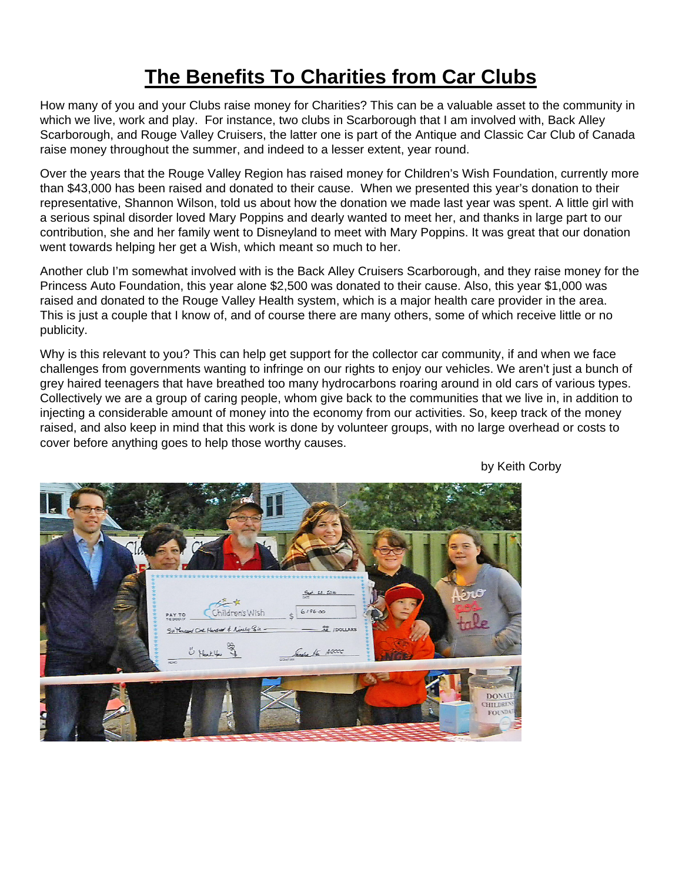# The Benefits To Charities from Car Clubs

How many of you and your Clubs raise money for Charities? This can be a valuable asset to the community in which we live, work and play. For instance, two clubs in Scarborough that I am involved with, Back Alley Scarborough, and Rouge Valley Cruisers, the latter one is part of the Antique and Classic Car Club of Canada raise money throughout the summer, and indeed to a lesser extent, year round.

Over the years that the Rouge Valley Region has raised money for Children's Wish Foundation, currently more than $43,000 has been raised and donated to their cause. When we presented this year's donation to their representative, Shannon Wilson, told us about how the donation we made last year was spent. A little girl with a serious spinal disorder loved Mary Poppins and dearly wanted to meet her, and thanks in large part to our contribution, she and her family went to Disneyland to meet with Mary Poppins. It was great that our donation went towards helping her get a Wish, which meant so much to her.

Another club I'm somewhat involved with is the Back Alley Cruisers Scarborough, and they raise money for the Princess Auto Foundation, this year alone $2,500 was donated to their cause. Also, this year $1,000 was raised and donated to the Rouge Valley Health system, which is a major health care provider in the area. This is just a couple that I know of, and of course there are many others, some of which receive little or no publicity.

Why is this relevant to you? This can help get support for the collector car community, if and when we face challenges from governments wanting to infringe on our rights to enjoy our vehicles. We aren't just a bunch of grey haired teenagers that have breathed too many hydrocarbons roaring around in old cars of various types. Collectively we are a group of caring people, whom give back to the communities that we live in, in addition to injecting a considerable amount of money into the economy from our activities. So, keep track of the money raised, and also keep in mind that this work is done by volunteer groups, with no large overhead or costs to cover before anything goes to help those worthy causes.

by Keith Corby